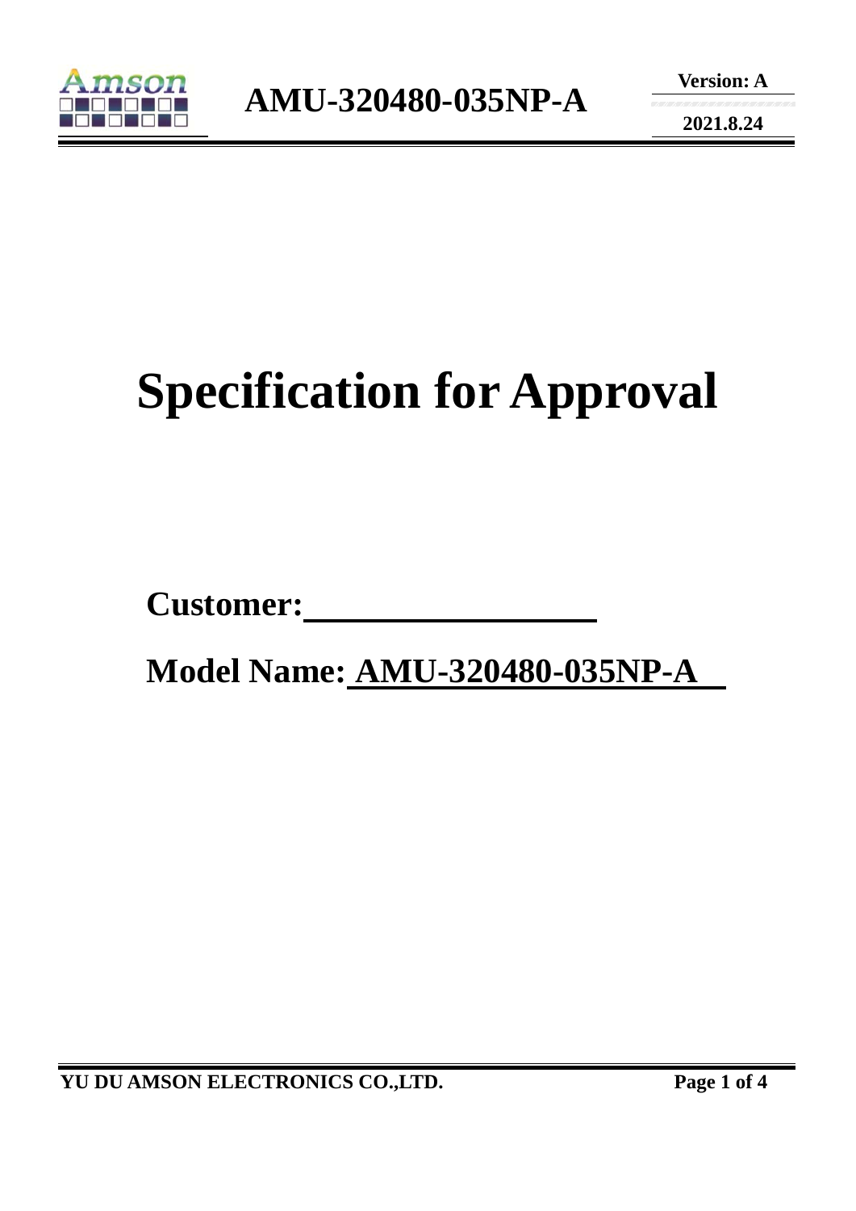# Specification for Approval

**Customer:** ____________________

**Model Name:** AMU-320480-035NP-A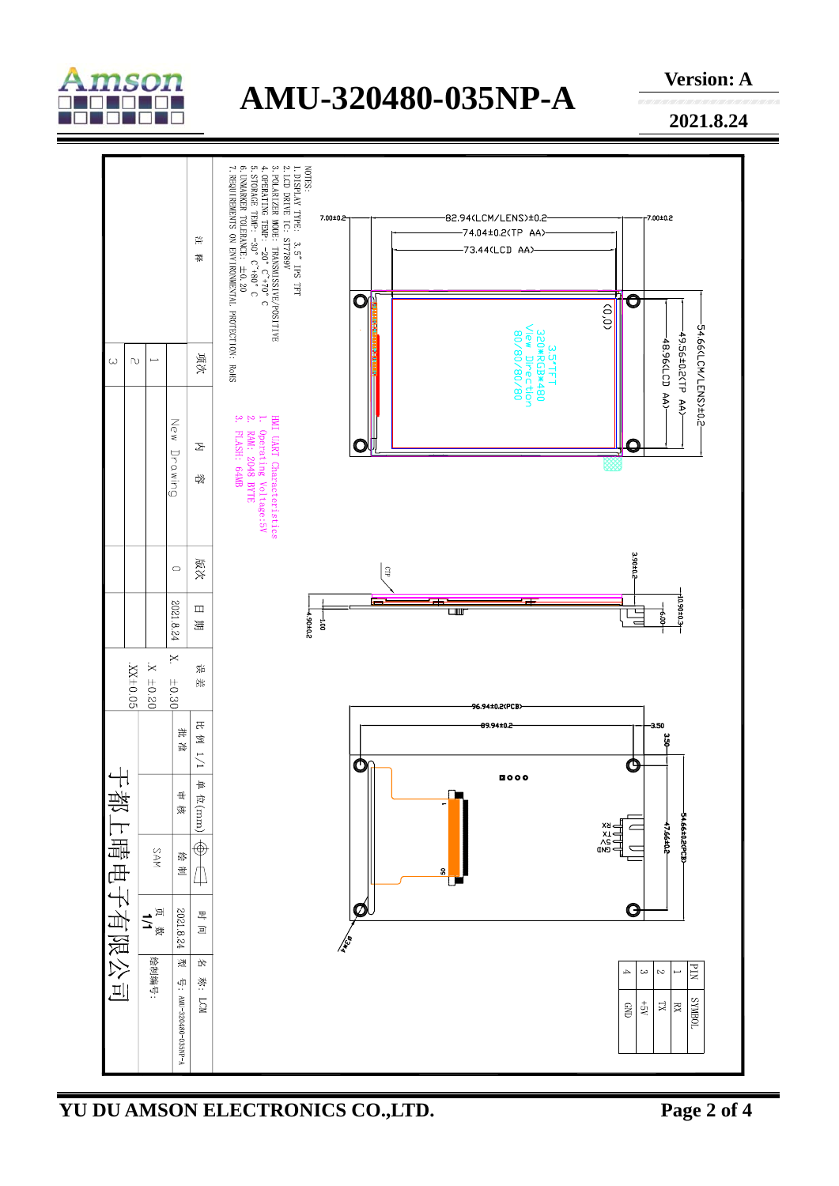# AMU-320480-035NP-A

**Version: A**

**2021.8.24**

NOTES:
1. DISPLAY TYPE: 3.5" IPS TFT
2. LCD DRIVE IC: ST7789V
3. POLARIZER MODE: TRANSMISSIVE/POSITIVE
4. OPERATING TEMP: -20° C~70° C
5. STORAGE TEMP: -30° C~80° C
6. UNMARKED TOLERANCE: ±0.20
7. REQUIREMENTS ON ENVIRONMENTAL PROTECTION: RoHS

HMI UART Characteristics
1. Operating Voltage:5V
2. RAM: 2048 BYTE
3. FLASH: 64MB

82.94(LCM/LENS)±0.2
74.04±0.2(TP AA)
73.44(LCD AA)
7.00±0.2
54.66(LCM/LENS)±0.2
49.56±0.2(TP AA)
48.96(LCD AA)
(0,0)
3.5"TFT
320*RGB*480
View Direction
80/80/80/80

CTP
3.90±0.2
10.90±0.3
6.00
1.00
4.90±0.2

96.94±0.2(PCB)
89.94±0.2
3.50
54.66±0.2(PCB)
47.66±0.2
RX
TX
+5V
GND

| PIN | SYMBOL |
|---|---|
| 1 | RX |
| 2 | TX |
| 3 | +5V |
| 4 | GND |

| 项次 | 内容 | 版次 | 日期 |
|---|---|---|---|
| 1 | New Drawing | 0 | 2021.8.24 |
| 2 | | | |
| 3 | | | |

注释

误差: X. ±0.30; .X ±0.20; .XX±0.05

比例 1/1 | 单位(mm)
批准 | 审核 | 绘制 SAM | 时间 2021.8.24
页数 1/1
名称: LCM
型号: AMU-320480-035NP-A
绘制编号:

于都上晴电子有限公司

**YU DU AMSON ELECTRONICS CO.,LTD.**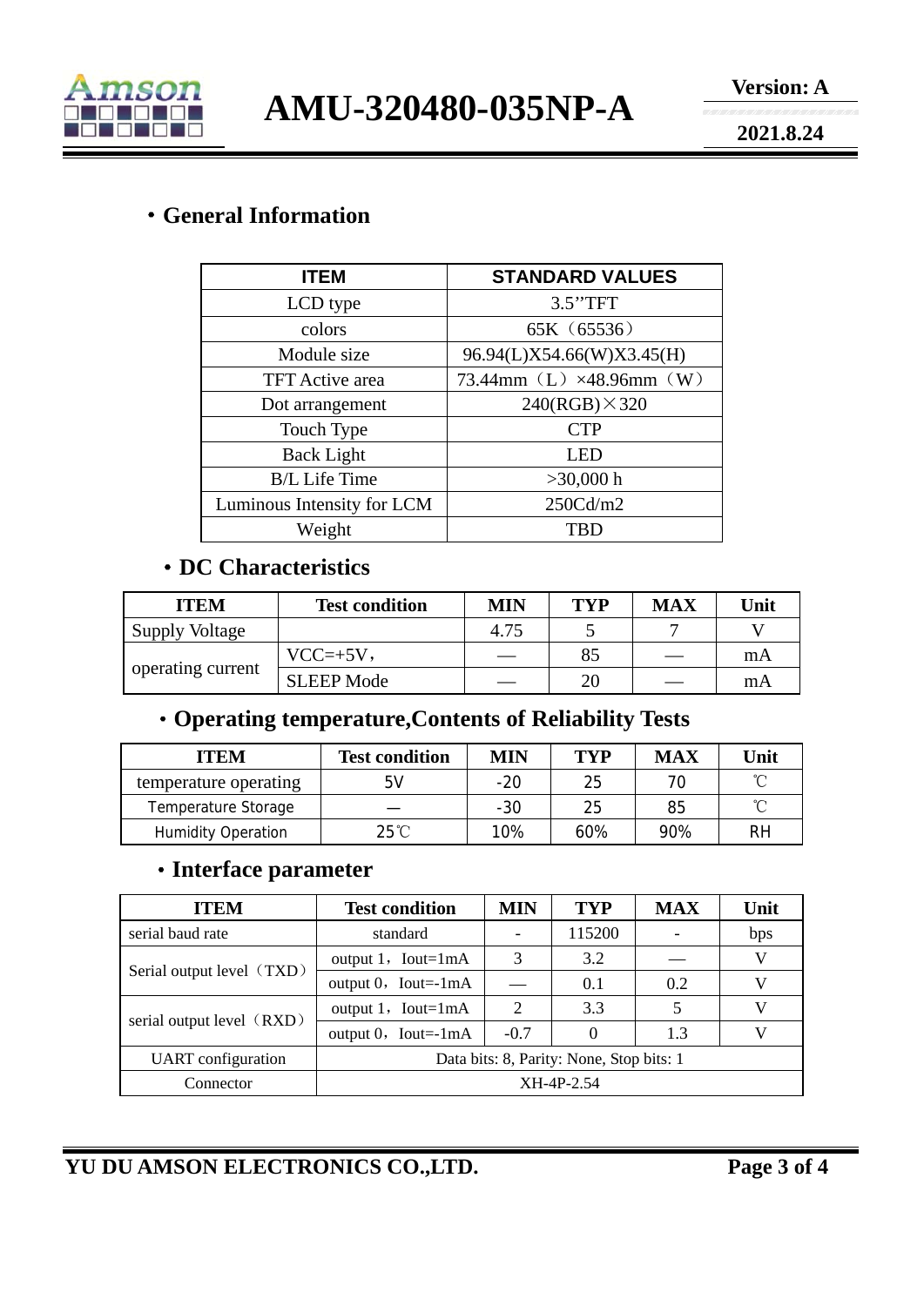## ・General Information

| ITEM | STANDARD VALUES |
|---|---|
| LCD type | 3.5''TFT |
| colors | 65K（65536） |
| Module size | 96.94(L)X54.66(W)X3.45(H) |
| TFT Active area | 73.44mm（L）×48.96mm（W） |
| Dot arrangement | 240(RGB)×320 |
| Touch Type | CTP |
| Back Light | LED |
| B/L Life Time | >30,000 h |
| Luminous Intensity for LCM | 250Cd/m2 |
| Weight | TBD |

## ・DC Characteristics

| ITEM | Test condition | MIN | TYP | MAX | Unit |
|---|---|---|---|---|---|
| Supply Voltage | | 4.75 | 5 | 7 | V |
| operating current | VCC=+5V， | — | 85 | — | mA |
| | SLEEP Mode | — | 20 | — | mA |

## ・Operating temperature,Contents of Reliability Tests

| ITEM | Test condition | MIN | TYP | MAX | Unit |
|---|---|---|---|---|---|
| temperature operating | 5V | -20 | 25 | 70 | ℃ |
| Temperature Storage | — | -30 | 25 | 85 | ℃ |
| Humidity Operation | 25℃ | 10% | 60% | 90% | RH |

## ・Interface parameter

| ITEM | Test condition | MIN | TYP | MAX | Unit |
|---|---|---|---|---|---|
| serial baud rate | standard | - | 115200 | - | bps |
| Serial output level（TXD） | output 1，Iout=1mA | 3 | 3.2 | — | V |
| | output 0，Iout=-1mA | — | 0.1 | 0.2 | V |
| serial output level（RXD） | output 1，Iout=1mA | 2 | 3.3 | 5 | V |
| | output 0，Iout=-1mA | -0.7 | 0 | 1.3 | V |
| UART configuration | Data bits: 8, Parity: None, Stop bits: 1 | | | | |
| Connector | XH-4P-2.54 | | | | |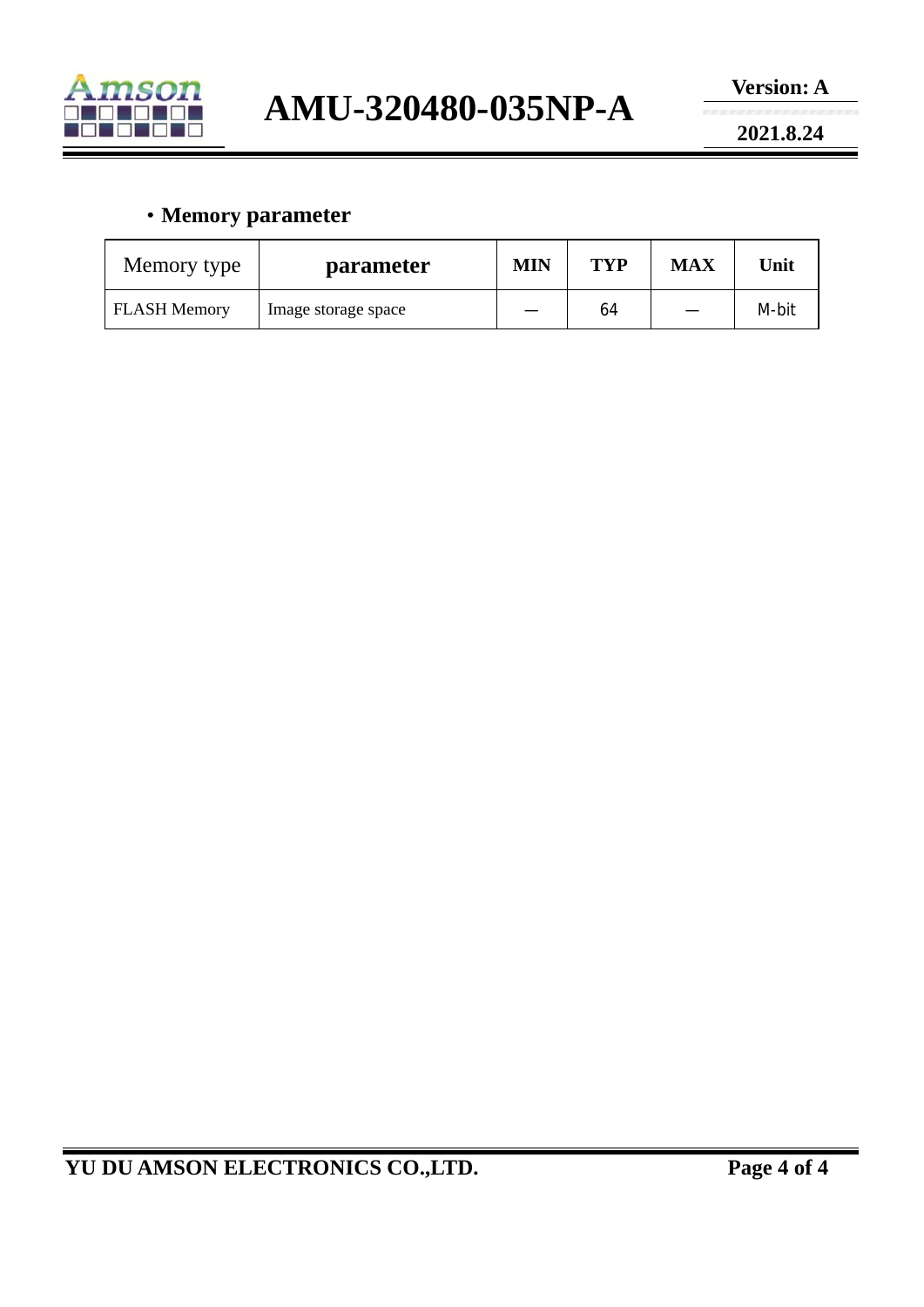- **Memory parameter**

| Memory type | parameter | MIN | TYP | MAX | Unit |
|---|---|---|---|---|---|
| FLASH Memory | Image storage space | — | 64 | — | M-bit |